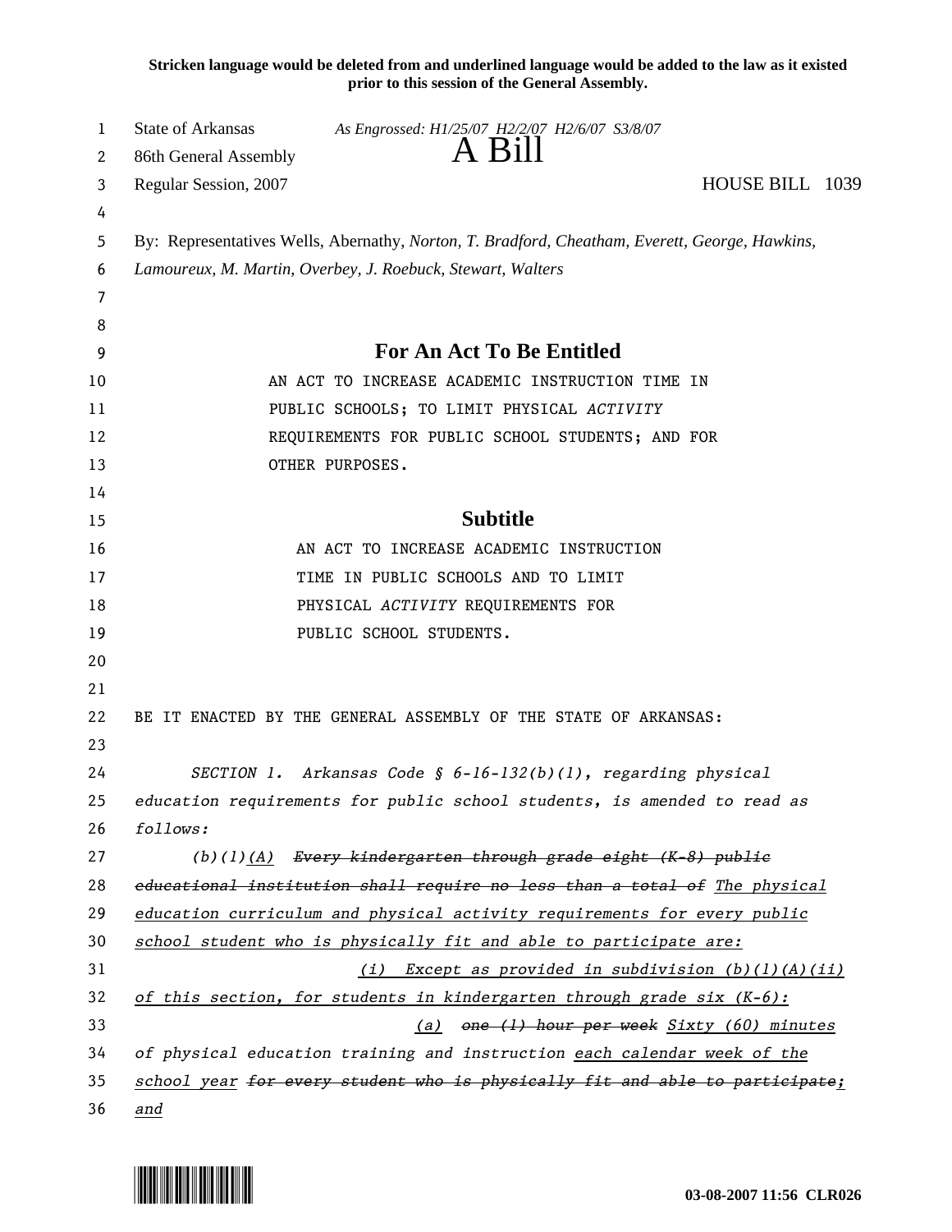**Stricken language would be deleted from and underlined language would be added to the law as it existed prior to this session of the General Assembly.**

State of Arkansas *As Engrossed: H1/25/07 H2/2/07 H2/6/07 S3/8/07*
86th General Assembly

# A Bill

Regular Session, 2007 HOUSE BILL 1039

By: Representatives Wells, Abernathy, *Norton, T. Bradford, Cheatham, Everett, George, Hawkins, Lamoureux, M. Martin, Overbey, J. Roebuck, Stewart, Walters*

## For An Act To Be Entitled

AN ACT TO INCREASE ACADEMIC INSTRUCTION TIME IN PUBLIC SCHOOLS; TO LIMIT PHYSICAL *ACTIVITY* REQUIREMENTS FOR PUBLIC SCHOOL STUDENTS; AND FOR OTHER PURPOSES.

## Subtitle

AN ACT TO INCREASE ACADEMIC INSTRUCTION TIME IN PUBLIC SCHOOLS AND TO LIMIT PHYSICAL *ACTIVITY* REQUIREMENTS FOR PUBLIC SCHOOL STUDENTS.

BE IT ENACTED BY THE GENERAL ASSEMBLY OF THE STATE OF ARKANSAS:

*SECTION 1. Arkansas Code § 6-16-132(b)(1), regarding physical education requirements for public school students, is amended to read as follows:*

*(b)(1)<u>(A)</u> ~~Every kindergarten through grade eight (K-8) public educational institution shall require no less than a total of~~ <u>The physical education curriculum and physical activity requirements for every public school student who is physically fit and able to participate are:</u>*

*<u>(i) Except as provided in subdivision (b)(1)(A)(ii) of this section, for students in kindergarten through grade six (K-6):</u>*

*<u>(a)</u> ~~one (1) hour per week~~ <u>Sixty (60) minutes</u> of physical education training and instruction <u>each calendar week of the school year</u> ~~for every student who is physically fit and able to participate~~<u>;</u> <u>and</u>*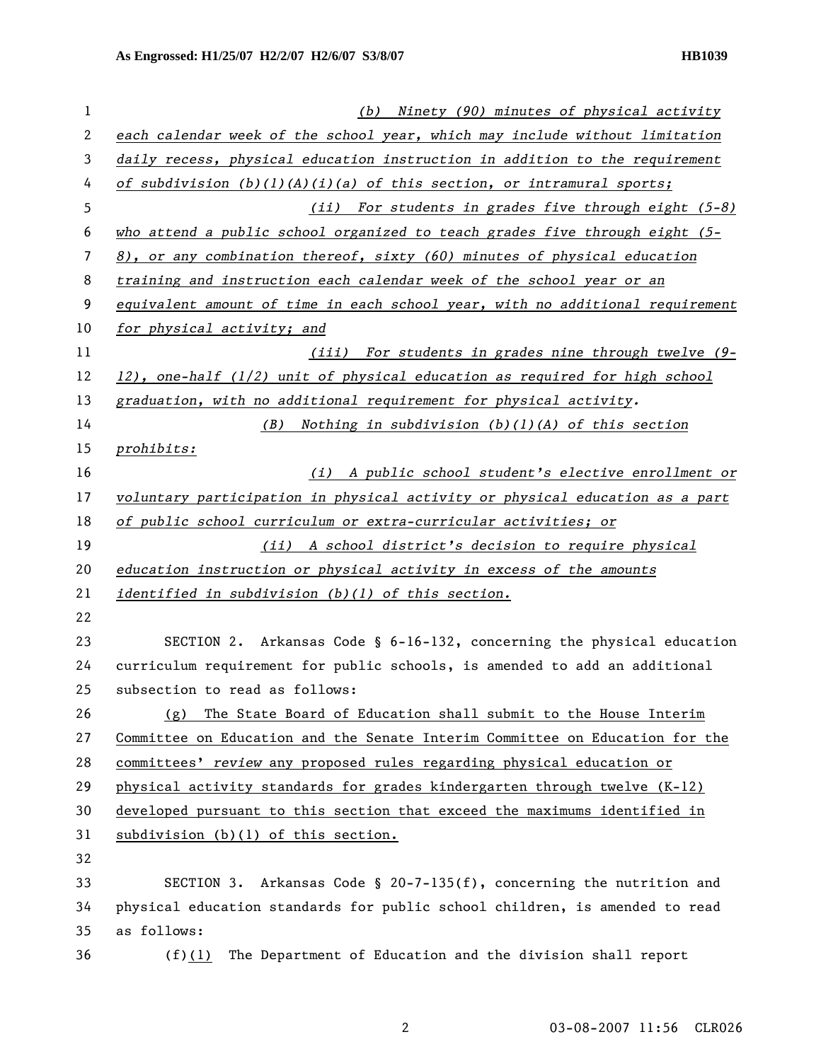(b) Ninety (90) minutes of physical activity each calendar week of the school year, which may include without limitation daily recess, physical education instruction in addition to the requirement of subdivision (b)(1)(A)(i)(a) of this section, or intramural sports;

(ii) For students in grades five through eight (5-8) who attend a public school organized to teach grades five through eight (5-8), or any combination thereof, sixty (60) minutes of physical education training and instruction each calendar week of the school year or an equivalent amount of time in each school year, with no additional requirement for physical activity; and

(iii) For students in grades nine through twelve (9-12), one-half (1/2) unit of physical education as required for high school graduation, with no additional requirement for physical activity.

(B) Nothing in subdivision (b)(1)(A) of this section prohibits:

(i) A public school student's elective enrollment or voluntary participation in physical activity or physical education as a part of public school curriculum or extra-curricular activities; or

(ii) A school district's decision to require physical education instruction or physical activity in excess of the amounts identified in subdivision (b)(1) of this section.

SECTION 2. Arkansas Code § 6-16-132, concerning the physical education curriculum requirement for public schools, is amended to add an additional subsection to read as follows:

(g) The State Board of Education shall submit to the House Interim Committee on Education and the Senate Interim Committee on Education for the committees' *review* any proposed rules regarding physical education or physical activity standards for grades kindergarten through twelve (K-12) developed pursuant to this section that exceed the maximums identified in subdivision (b)(1) of this section.

SECTION 3. Arkansas Code § 20-7-135(f), concerning the nutrition and physical education standards for public school children, is amended to read as follows:

(f)(1) The Department of Education and the division shall report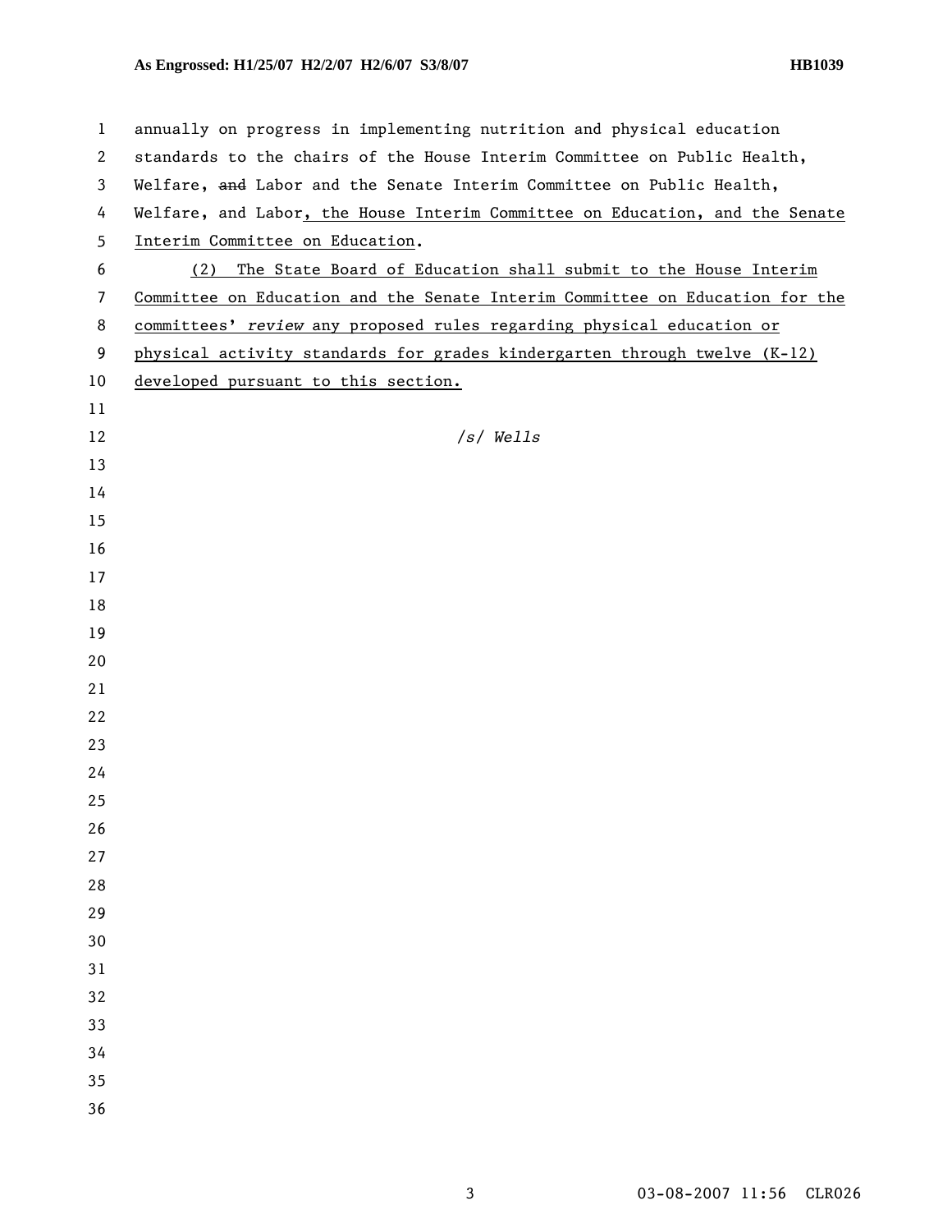annually on progress in implementing nutrition and physical education standards to the chairs of the House Interim Committee on Public Health, Welfare, ~~and~~ Labor and the Senate Interim Committee on Public Health, Welfare, and Labor<u>, the House Interim Committee on Education, and the Senate Interim Committee on Education</u>.

<u>(2) The State Board of Education shall submit to the House Interim Committee on Education and the Senate Interim Committee on Education for the committees' *review* any proposed rules regarding physical education or physical activity standards for grades kindergarten through twelve (K-12) developed pursuant to this section.</u>

*/s/ Wells*